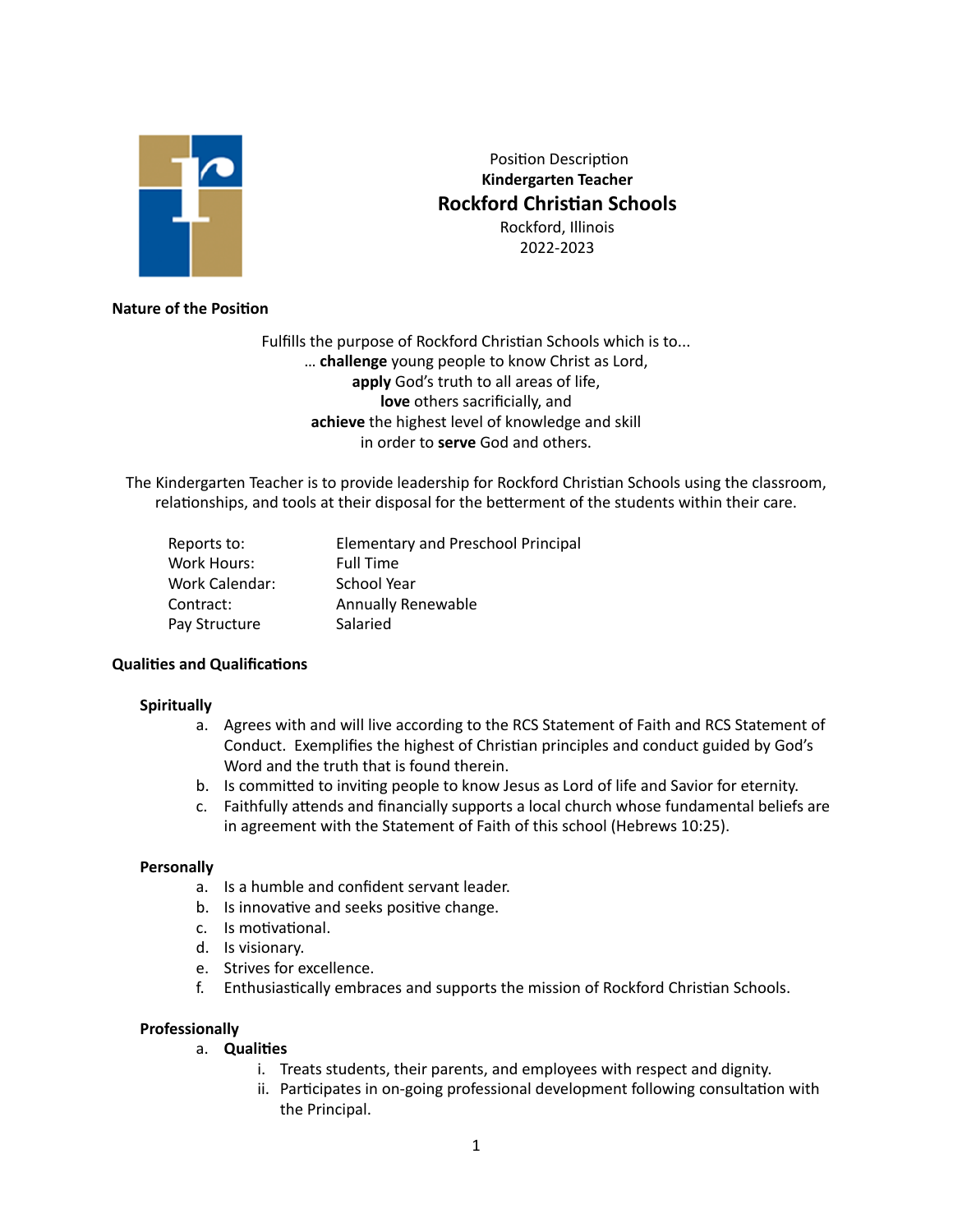Position Description

**Kindergarten Teacher**

# Rockford Christian Schools

Rockford, Illinois

2022-2023

**Nature of the Position**

Fulfills the purpose of Rockford Christian Schools which is to...
… **challenge** young people to know Christ as Lord,
**apply** God's truth to all areas of life,
**love** others sacrificially, and
**achieve** the highest level of knowledge and skill
in order to **serve** God and others.

The Kindergarten Teacher is to provide leadership for Rockford Christian Schools using the classroom, relationships, and tools at their disposal for the betterment of the students within their care.

| | |
|---|---|
| Reports to: | Elementary and Preschool Principal |
| Work Hours: | Full Time |
| Work Calendar: | School Year |
| Contract: | Annually Renewable |
| Pay Structure | Salaried |

**Qualities and Qualifications**

**Spiritually**

a. Agrees with and will live according to the RCS Statement of Faith and RCS Statement of Conduct. Exemplifies the highest of Christian principles and conduct guided by God's Word and the truth that is found therein.
b. Is committed to inviting people to know Jesus as Lord of life and Savior for eternity.
c. Faithfully attends and financially supports a local church whose fundamental beliefs are in agreement with the Statement of Faith of this school (Hebrews 10:25).

**Personally**

a. Is a humble and confident servant leader.
b. Is innovative and seeks positive change.
c. Is motivational.
d. Is visionary.
e. Strives for excellence.
f. Enthusiastically embraces and supports the mission of Rockford Christian Schools.

**Professionally**

a. **Qualities**
   i. Treats students, their parents, and employees with respect and dignity.
   ii. Participates in on-going professional development following consultation with the Principal.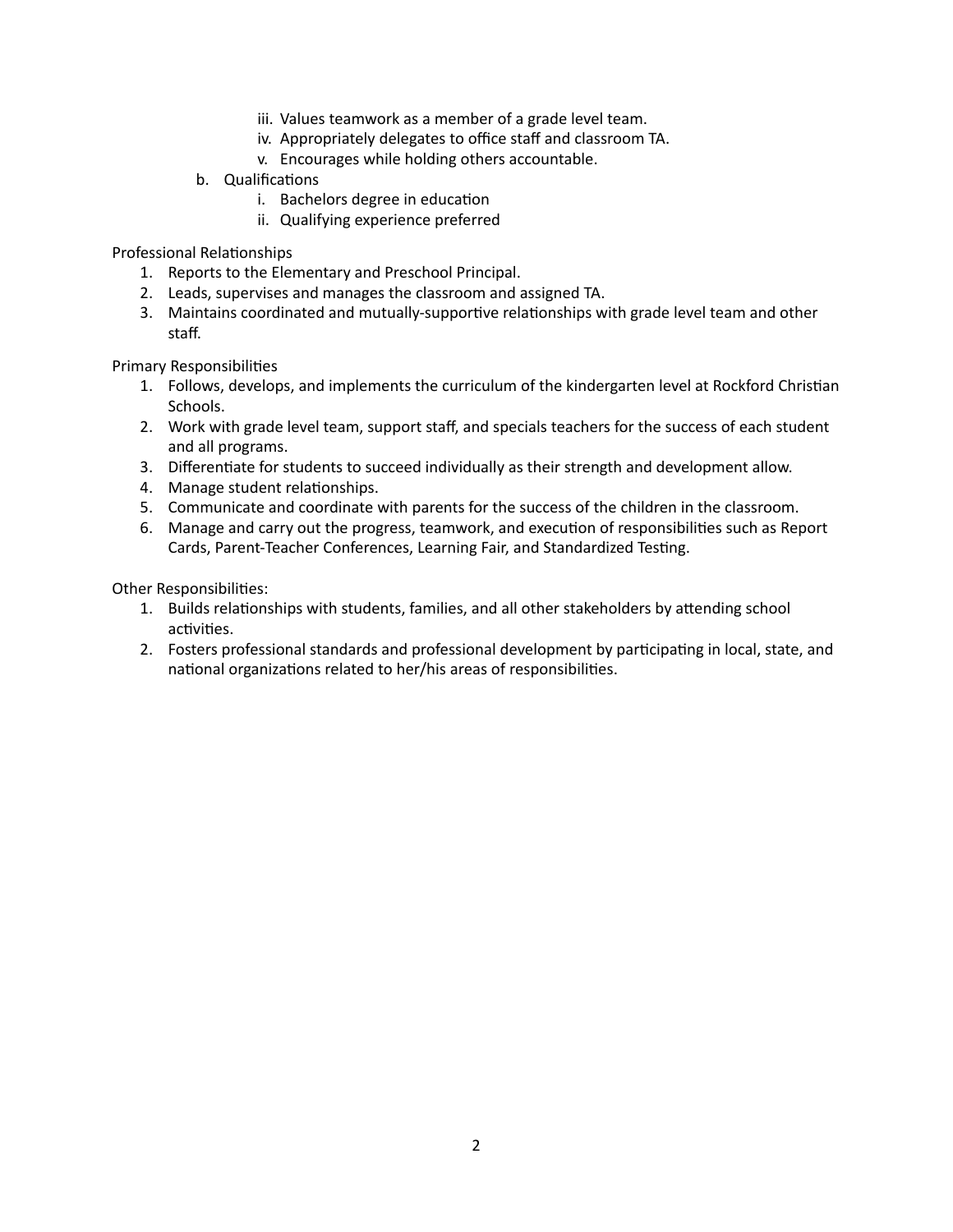iii. Values teamwork as a member of a grade level team.
   iv. Appropriately delegates to office staff and classroom TA.
   v. Encourages while holding others accountable.

b. Qualifications
   i. Bachelors degree in education
   ii. Qualifying experience preferred

Professional Relationships

1. Reports to the Elementary and Preschool Principal.
2. Leads, supervises and manages the classroom and assigned TA.
3. Maintains coordinated and mutually-supportive relationships with grade level team and other staff.

Primary Responsibilities

1. Follows, develops, and implements the curriculum of the kindergarten level at Rockford Christian Schools.
2. Work with grade level team, support staff, and specials teachers for the success of each student and all programs.
3. Differentiate for students to succeed individually as their strength and development allow.
4. Manage student relationships.
5. Communicate and coordinate with parents for the success of the children in the classroom.
6. Manage and carry out the progress, teamwork, and execution of responsibilities such as Report Cards, Parent-Teacher Conferences, Learning Fair, and Standardized Testing.

Other Responsibilities:

1. Builds relationships with students, families, and all other stakeholders by attending school activities.
2. Fosters professional standards and professional development by participating in local, state, and national organizations related to her/his areas of responsibilities.